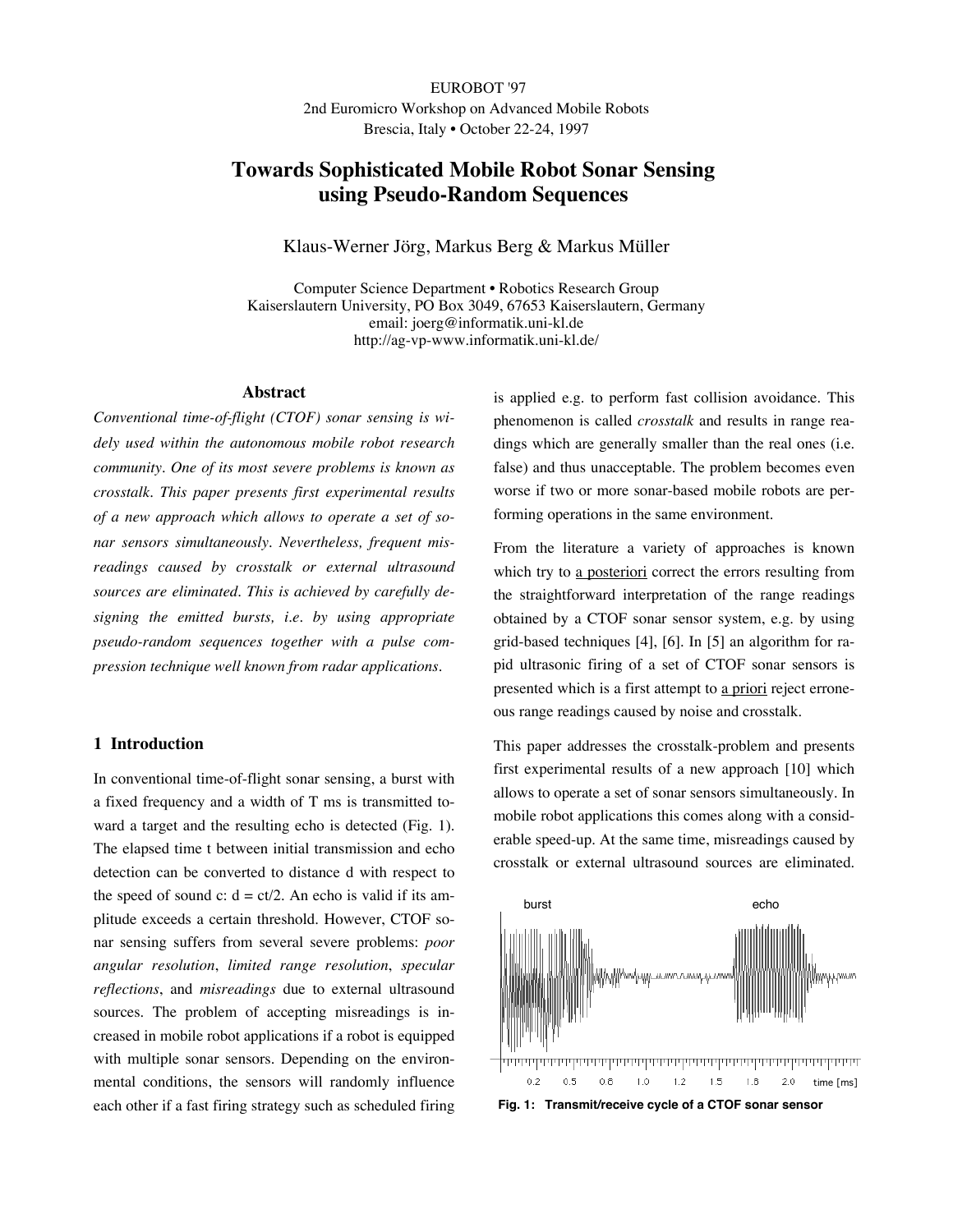EUROBOT '97
2nd Euromicro Workshop on Advanced Mobile Robots
Brescia, Italy • October 22-24, 1997

# Towards Sophisticated Mobile Robot Sonar Sensing using Pseudo-Random Sequences

Klaus-Werner Jörg, Markus Berg & Markus Müller

Computer Science Department • Robotics Research Group
Kaiserslautern University, PO Box 3049, 67653 Kaiserslautern, Germany
email: joerg@informatik.uni-kl.de
http://ag-vp-www.informatik.uni-kl.de/

### Abstract

*Conventional time-of-flight (CTOF) sonar sensing is widely used within the autonomous mobile robot research community. One of its most severe problems is known as crosstalk. This paper presents first experimental results of a new approach which allows to operate a set of sonar sensors simultaneously. Nevertheless, frequent misreadings caused by crosstalk or external ultrasound sources are eliminated. This is achieved by carefully designing the emitted bursts, i.e. by using appropriate pseudo-random sequences together with a pulse compression technique well known from radar applications.*

## 1 Introduction

In conventional time-of-flight sonar sensing, a burst with a fixed frequency and a width of T ms is transmitted toward a target and the resulting echo is detected (Fig. 1). The elapsed time t between initial transmission and echo detection can be converted to distance d with respect to the speed of sound c: $d = ct/2$. An echo is valid if its amplitude exceeds a certain threshold. However, CTOF sonar sensing suffers from several severe problems: *poor angular resolution*, *limited range resolution*, *specular reflections*, and *misreadings* due to external ultrasound sources. The problem of accepting misreadings is increased in mobile robot applications if a robot is equipped with multiple sonar sensors. Depending on the environmental conditions, the sensors will randomly influence each other if a fast firing strategy such as scheduled firing is applied e.g. to perform fast collision avoidance. This phenomenon is called *crosstalk* and results in range readings which are generally smaller than the real ones (i.e. false) and thus unacceptable. The problem becomes even worse if two or more sonar-based mobile robots are performing operations in the same environment.

From the literature a variety of approaches is known which try to a posteriori correct the errors resulting from the straightforward interpretation of the range readings obtained by a CTOF sonar sensor system, e.g. by using grid-based techniques [4], [6]. In [5] an algorithm for rapid ultrasonic firing of a set of CTOF sonar sensors is presented which is a first attempt to a priori reject erroneous range readings caused by noise and crosstalk.

This paper addresses the crosstalk-problem and presents first experimental results of a new approach [10] which allows to operate a set of sonar sensors simultaneously. In mobile robot applications this comes along with a considerable speed-up. At the same time, misreadings caused by crosstalk or external ultrasound sources are eliminated.

**Fig. 1: Transmit/receive cycle of a CTOF sonar sensor**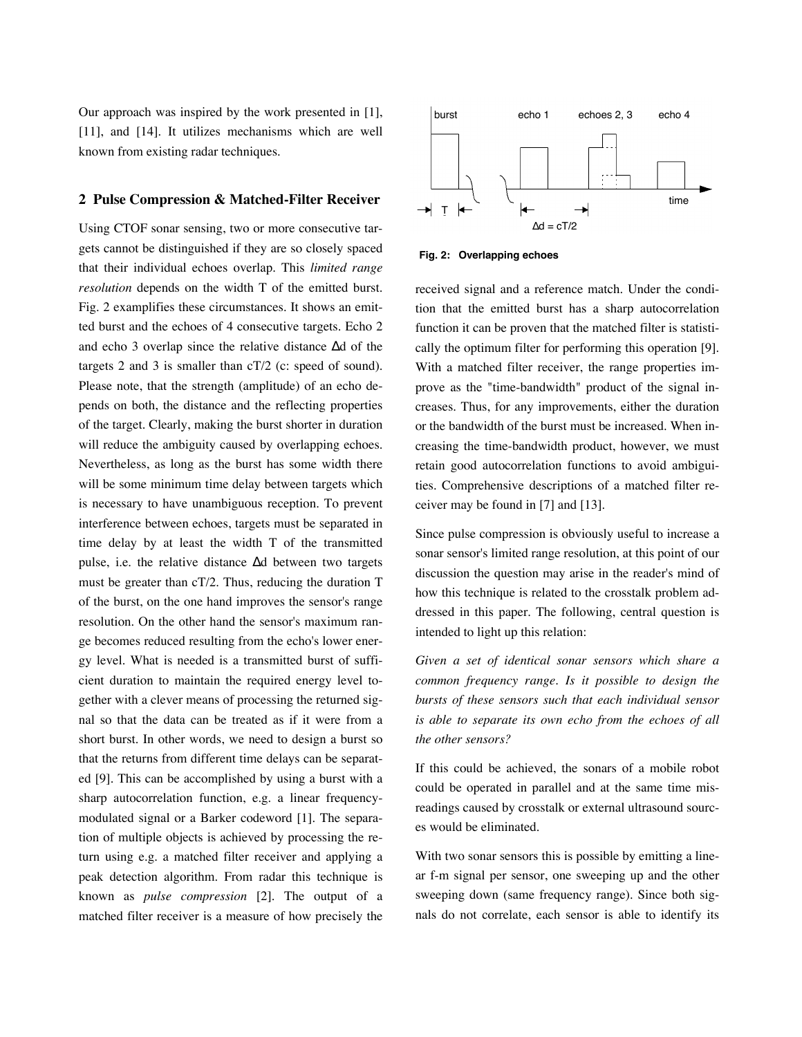Our approach was inspired by the work presented in [1], [11], and [14]. It utilizes mechanisms which are well known from existing radar techniques.

## 2 Pulse Compression & Matched-Filter Receiver

Using CTOF sonar sensing, two or more consecutive targets cannot be distinguished if they are so closely spaced that their individual echoes overlap. This *limited range resolution* depends on the width T of the emitted burst. Fig. 2 examplifies these circumstances. It shows an emitted burst and the echoes of 4 consecutive targets. Echo 2 and echo 3 overlap since the relative distance $\Delta d$ of the targets 2 and 3 is smaller than cT/2 (c: speed of sound). Please note, that the strength (amplitude) of an echo depends on both, the distance and the reflecting properties of the target. Clearly, making the burst shorter in duration will reduce the ambiguity caused by overlapping echoes. Nevertheless, as long as the burst has some width there will be some minimum time delay between targets which is necessary to have unambiguous reception. To prevent interference between echoes, targets must be separated in time delay by at least the width T of the transmitted pulse, i.e. the relative distance $\Delta d$ between two targets must be greater than cT/2. Thus, reducing the duration T of the burst, on the one hand improves the sensor's range resolution. On the other hand the sensor's maximum range becomes reduced resulting from the echo's lower energy level. What is needed is a transmitted burst of sufficient duration to maintain the required energy level together with a clever means of processing the returned signal so that the data can be treated as if it were from a short burst. In other words, we need to design a burst so that the returns from different time delays can be separated [9]. This can be accomplished by using a burst with a sharp autocorrelation function, e.g. a linear frequency-modulated signal or a Barker codeword [1]. The separation of multiple objects is achieved by processing the return using e.g. a matched filter receiver and applying a peak detection algorithm. From radar this technique is known as *pulse compression* [2]. The output of a matched filter receiver is a measure of how precisely the received signal and a reference match. Under the condition that the emitted burst has a sharp autocorrelation function it can be proven that the matched filter is statistically the optimum filter for performing this operation [9]. With a matched filter receiver, the range properties improve as the "time-bandwidth" product of the signal increases. Thus, for any improvements, either the duration or the bandwidth of the burst must be increased. When increasing the time-bandwidth product, however, we must retain good autocorrelation functions to avoid ambiguities. Comprehensive descriptions of a matched filter receiver may be found in [7] and [13].

**Fig. 2: Overlapping echoes**

Since pulse compression is obviously useful to increase a sonar sensor's limited range resolution, at this point of our discussion the question may arise in the reader's mind of how this technique is related to the crosstalk problem addressed in this paper. The following, central question is intended to light up this relation:

*Given a set of identical sonar sensors which share a common frequency range. Is it possible to design the bursts of these sensors such that each individual sensor is able to separate its own echo from the echoes of all the other sensors?*

If this could be achieved, the sonars of a mobile robot could be operated in parallel and at the same time misreadings caused by crosstalk or external ultrasound sources would be eliminated.

With two sonar sensors this is possible by emitting a linear f-m signal per sensor, one sweeping up and the other sweeping down (same frequency range). Since both signals do not correlate, each sensor is able to identify its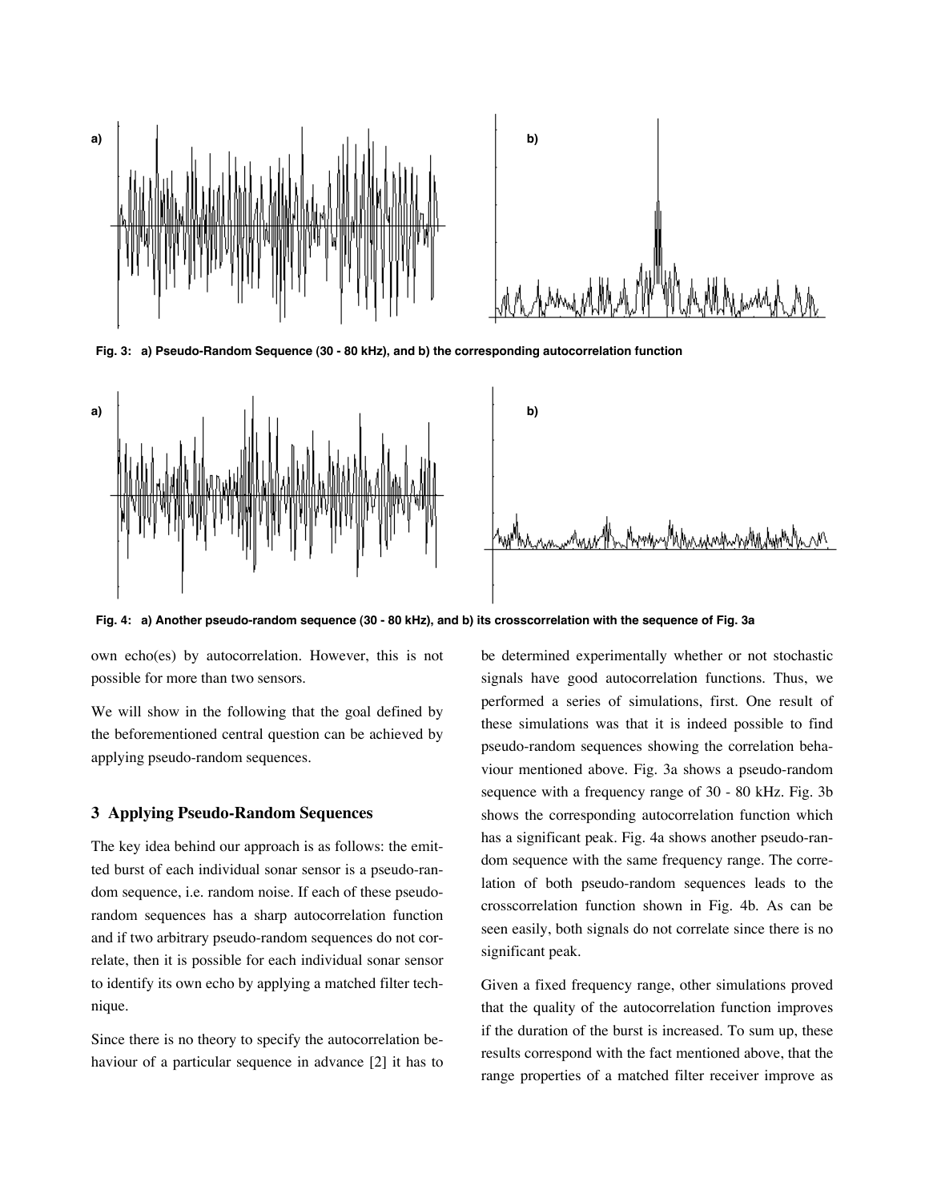Fig. 3: a) Pseudo-Random Sequence (30 - 80 kHz), and b) the corresponding autocorrelation function

Fig. 4: a) Another pseudo-random sequence (30 - 80 kHz), and b) its crosscorrelation with the sequence of Fig. 3a

own echo(es) by autocorrelation. However, this is not possible for more than two sensors.

We will show in the following that the goal defined by the beforementioned central question can be achieved by applying pseudo-random sequences.

## 3 Applying Pseudo-Random Sequences

The key idea behind our approach is as follows: the emitted burst of each individual sonar sensor is a pseudo-random sequence, i.e. random noise. If each of these pseudo-random sequences has a sharp autocorrelation function and if two arbitrary pseudo-random sequences do not correlate, then it is possible for each individual sonar sensor to identify its own echo by applying a matched filter technique.

Since there is no theory to specify the autocorrelation behaviour of a particular sequence in advance [2] it has to be determined experimentally whether or not stochastic signals have good autocorrelation functions. Thus, we performed a series of simulations, first. One result of these simulations was that it is indeed possible to find pseudo-random sequences showing the correlation behaviour mentioned above. Fig. 3a shows a pseudo-random sequence with a frequency range of 30 - 80 kHz. Fig. 3b shows the corresponding autocorrelation function which has a significant peak. Fig. 4a shows another pseudo-random sequence with the same frequency range. The correlation of both pseudo-random sequences leads to the crosscorrelation function shown in Fig. 4b. As can be seen easily, both signals do not correlate since there is no significant peak.

Given a fixed frequency range, other simulations proved that the quality of the autocorrelation function improves if the duration of the burst is increased. To sum up, these results correspond with the fact mentioned above, that the range properties of a matched filter receiver improve as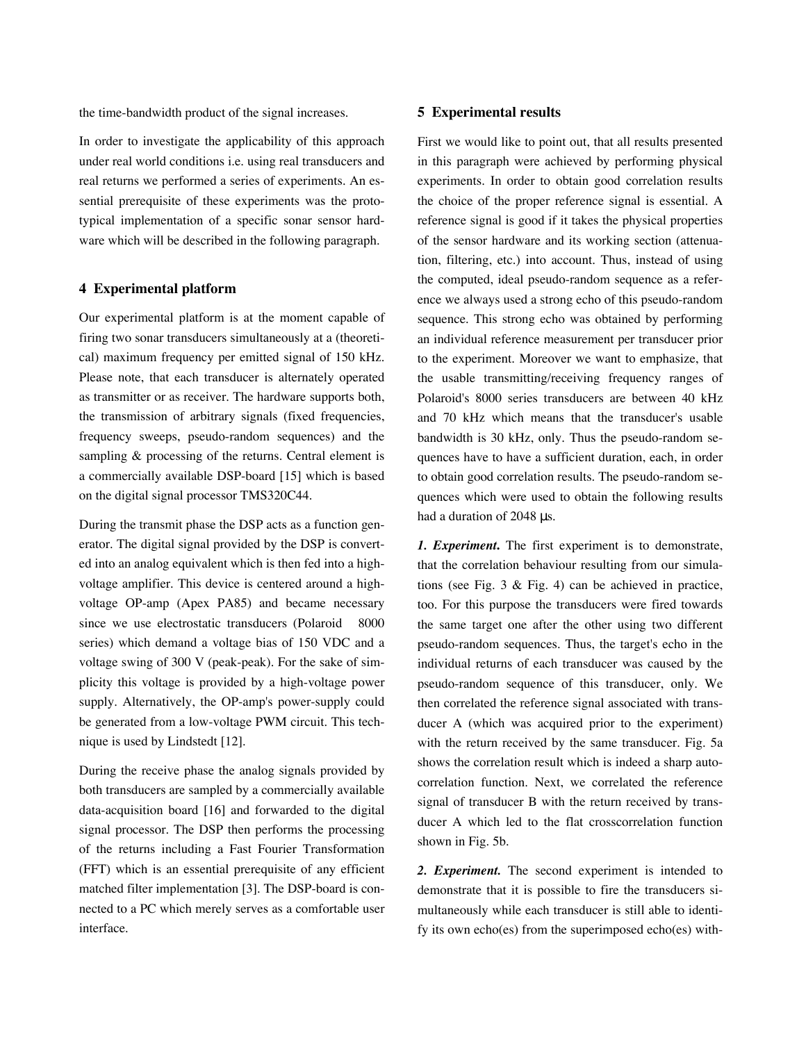the time-bandwidth product of the signal increases.

In order to investigate the applicability of this approach under real world conditions i.e. using real transducers and real returns we performed a series of experiments. An essential prerequisite of these experiments was the prototypical implementation of a specific sonar sensor hardware which will be described in the following paragraph.

## 4 Experimental platform

Our experimental platform is at the moment capable of firing two sonar transducers simultaneously at a (theoretical) maximum frequency per emitted signal of 150 kHz. Please note, that each transducer is alternately operated as transmitter or as receiver. The hardware supports both, the transmission of arbitrary signals (fixed frequencies, frequency sweeps, pseudo-random sequences) and the sampling & processing of the returns. Central element is a commercially available DSP-board [15] which is based on the digital signal processor TMS320C44.

During the transmit phase the DSP acts as a function generator. The digital signal provided by the DSP is converted into an analog equivalent which is then fed into a high-voltage amplifier. This device is centered around a high-voltage OP-amp (Apex PA85) and became necessary since we use electrostatic transducers (Polaroid 8000 series) which demand a voltage bias of 150 VDC and a voltage swing of 300 V (peak-peak). For the sake of simplicity this voltage is provided by a high-voltage power supply. Alternatively, the OP-amp's power-supply could be generated from a low-voltage PWM circuit. This technique is used by Lindstedt [12].

During the receive phase the analog signals provided by both transducers are sampled by a commercially available data-acquisition board [16] and forwarded to the digital signal processor. The DSP then performs the processing of the returns including a Fast Fourier Transformation (FFT) which is an essential prerequisite of any efficient matched filter implementation [3]. The DSP-board is connected to a PC which merely serves as a comfortable user interface.

## 5 Experimental results

First we would like to point out, that all results presented in this paragraph were achieved by performing physical experiments. In order to obtain good correlation results the choice of the proper reference signal is essential. A reference signal is good if it takes the physical properties of the sensor hardware and its working section (attenuation, filtering, etc.) into account. Thus, instead of using the computed, ideal pseudo-random sequence as a reference we always used a strong echo of this pseudo-random sequence. This strong echo was obtained by performing an individual reference measurement per transducer prior to the experiment. Moreover we want to emphasize, that the usable transmitting/receiving frequency ranges of Polaroid's 8000 series transducers are between 40 kHz and 70 kHz which means that the transducer's usable bandwidth is 30 kHz, only. Thus the pseudo-random sequences have to have a sufficient duration, each, in order to obtain good correlation results. The pseudo-random sequences which were used to obtain the following results had a duration of 2048 μs.

***1. Experiment.*** The first experiment is to demonstrate, that the correlation behaviour resulting from our simulations (see Fig. 3 & Fig. 4) can be achieved in practice, too. For this purpose the transducers were fired towards the same target one after the other using two different pseudo-random sequences. Thus, the target's echo in the individual returns of each transducer was caused by the pseudo-random sequence of this transducer, only. We then correlated the reference signal associated with transducer A (which was acquired prior to the experiment) with the return received by the same transducer. Fig. 5a shows the correlation result which is indeed a sharp autocorrelation function. Next, we correlated the reference signal of transducer B with the return received by transducer A which led to the flat crosscorrelation function shown in Fig. 5b.

***2. Experiment.*** The second experiment is intended to demonstrate that it is possible to fire the transducers simultaneously while each transducer is still able to identify its own echo(es) from the superimposed echo(es) with-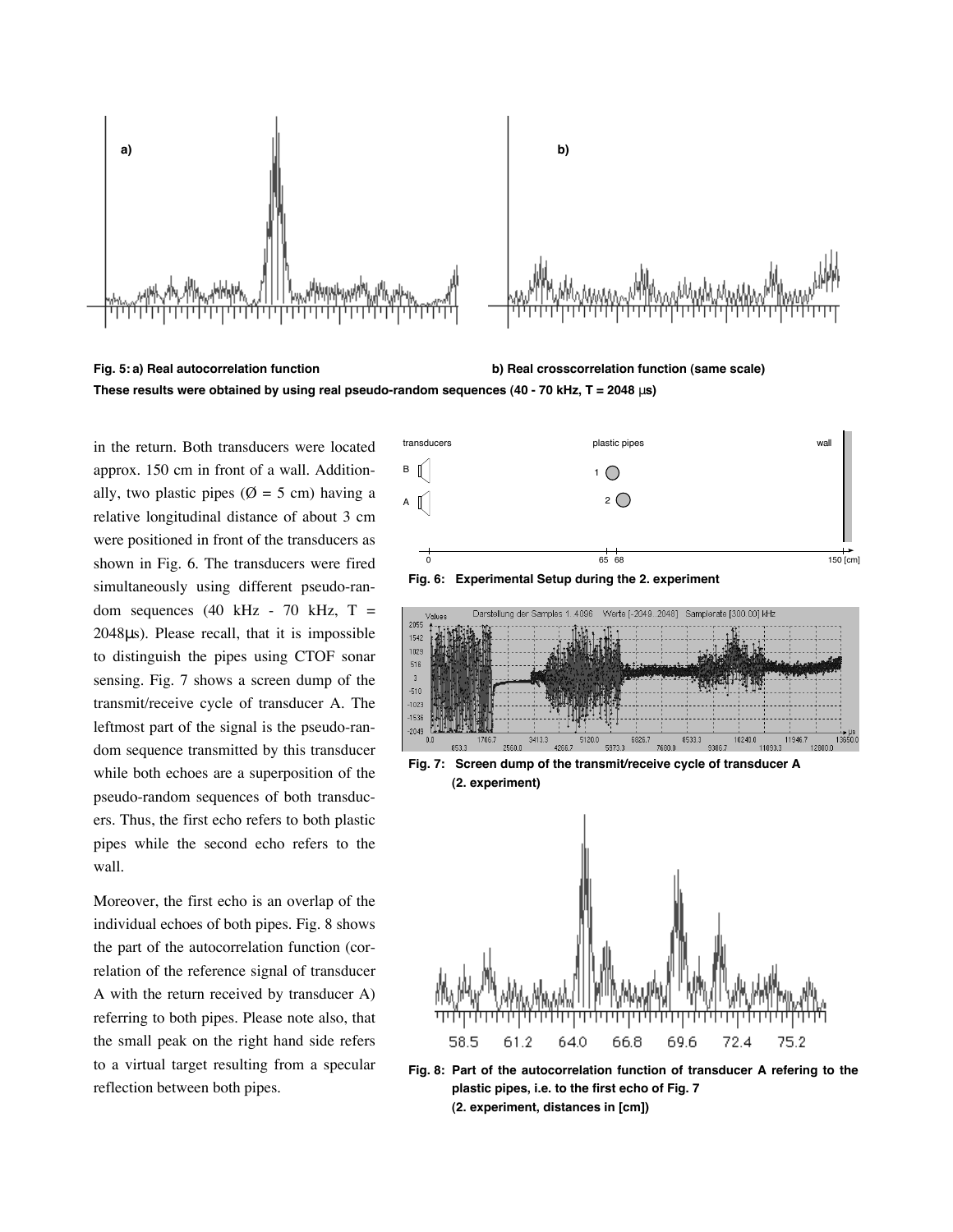Fig. 5: a) Real autocorrelation function b) Real crosscorrelation function (same scale)

These results were obtained by using real pseudo-random sequences (40 - 70 kHz, T = 2048 µs)

in the return. Both transducers were located approx. 150 cm in front of a wall. Additionally, two plastic pipes (Ø = 5 cm) having a relative longitudinal distance of about 3 cm were positioned in front of the transducers as shown in Fig. 6. The transducers were fired simultaneously using different pseudo-random sequences (40 kHz - 70 kHz, T = 2048µs). Please recall, that it is impossible to distinguish the pipes using CTOF sonar sensing. Fig. 7 shows a screen dump of the transmit/receive cycle of transducer A. The leftmost part of the signal is the pseudo-random sequence transmitted by this transducer while both echoes are a superposition of the pseudo-random sequences of both transducers. Thus, the first echo refers to both plastic pipes while the second echo refers to the wall.

Moreover, the first echo is an overlap of the individual echoes of both pipes. Fig. 8 shows the part of the autocorrelation function (correlation of the reference signal of transducer A with the return received by transducer A) referring to both pipes. Please note also, that the small peak on the right hand side refers to a virtual target resulting from a specular reflection between both pipes.

Fig. 6: Experimental Setup during the 2. experiment

Fig. 7: Screen dump of the transmit/receive cycle of transducer A (2. experiment)

Fig. 8: Part of the autocorrelation function of transducer A refering to the plastic pipes, i.e. to the first echo of Fig. 7 (2. experiment, distances in [cm])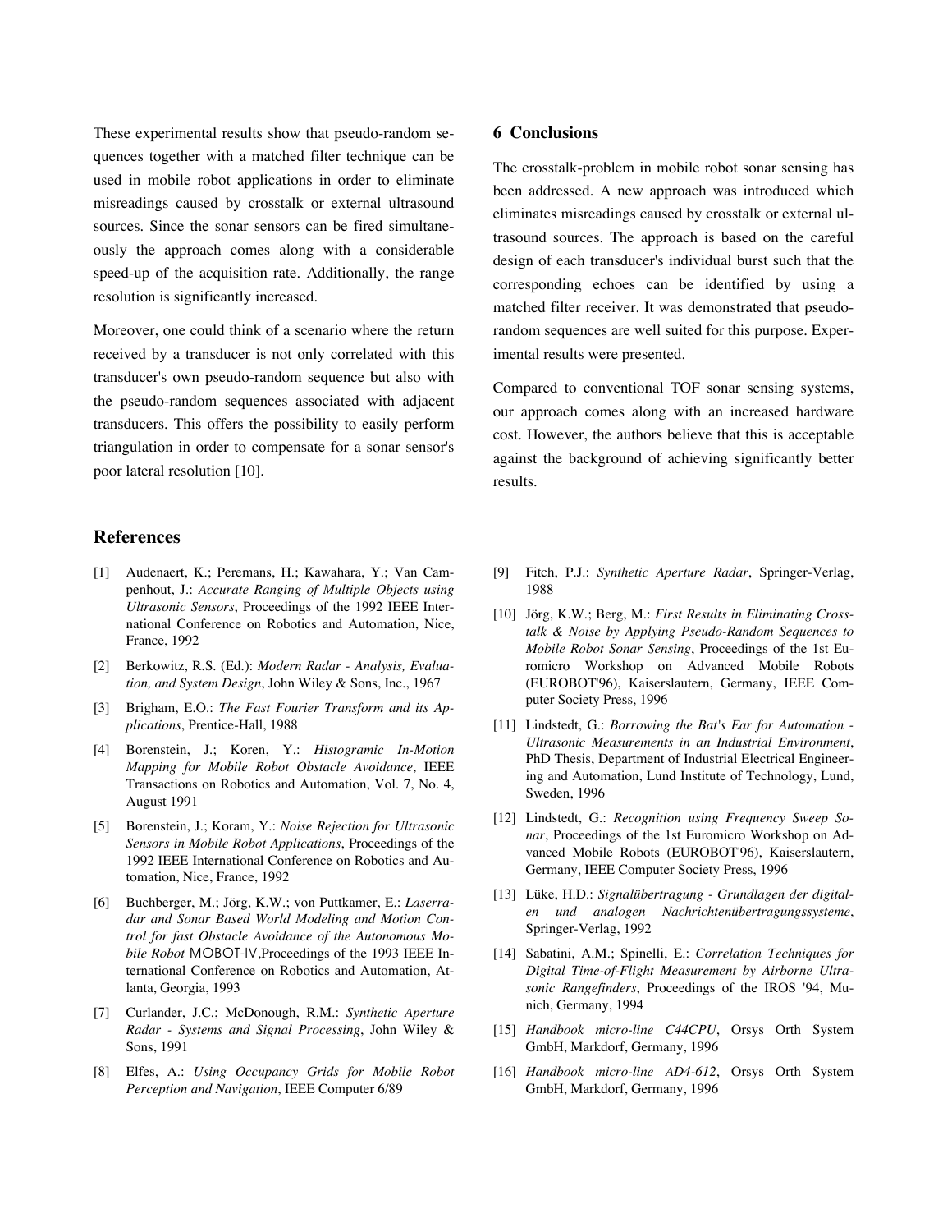These experimental results show that pseudo-random sequences together with a matched filter technique can be used in mobile robot applications in order to eliminate misreadings caused by crosstalk or external ultrasound sources. Since the sonar sensors can be fired simultaneously the approach comes along with a considerable speed-up of the acquisition rate. Additionally, the range resolution is significantly increased.

Moreover, one could think of a scenario where the return received by a transducer is not only correlated with this transducer's own pseudo-random sequence but also with the pseudo-random sequences associated with adjacent transducers. This offers the possibility to easily perform triangulation in order to compensate for a sonar sensor's poor lateral resolution [10].

## 6 Conclusions

The crosstalk-problem in mobile robot sonar sensing has been addressed. A new approach was introduced which eliminates misreadings caused by crosstalk or external ultrasound sources. The approach is based on the careful design of each transducer's individual burst such that the corresponding echoes can be identified by using a matched filter receiver. It was demonstrated that pseudo-random sequences are well suited for this purpose. Experimental results were presented.

Compared to conventional TOF sonar sensing systems, our approach comes along with an increased hardware cost. However, the authors believe that this is acceptable against the background of achieving significantly better results.

## References

[1] Audenaert, K.; Peremans, H.; Kawahara, Y.; Van Campenhout, J.: *Accurate Ranging of Multiple Objects using Ultrasonic Sensors*, Proceedings of the 1992 IEEE International Conference on Robotics and Automation, Nice, France, 1992

[2] Berkowitz, R.S. (Ed.): *Modern Radar - Analysis, Evaluation, and System Design*, John Wiley & Sons, Inc., 1967

[3] Brigham, E.O.: *The Fast Fourier Transform and its Applications*, Prentice-Hall, 1988

[4] Borenstein, J.; Koren, Y.: *Histogramic In-Motion Mapping for Mobile Robot Obstacle Avoidance*, IEEE Transactions on Robotics and Automation, Vol. 7, No. 4, August 1991

[5] Borenstein, J.; Koram, Y.: *Noise Rejection for Ultrasonic Sensors in Mobile Robot Applications*, Proceedings of the 1992 IEEE International Conference on Robotics and Automation, Nice, France, 1992

[6] Buchberger, M.; Jörg, K.W.; von Puttkamer, E.: *Laserradar and Sonar Based World Modeling and Motion Control for fast Obstacle Avoidance of the Autonomous Mobile Robot* MOBOT-IV,Proceedings of the 1993 IEEE International Conference on Robotics and Automation, Atlanta, Georgia, 1993

[7] Curlander, J.C.; McDonough, R.M.: *Synthetic Aperture Radar - Systems and Signal Processing*, John Wiley & Sons, 1991

[8] Elfes, A.: *Using Occupancy Grids for Mobile Robot Perception and Navigation*, IEEE Computer 6/89

[9] Fitch, P.J.: *Synthetic Aperture Radar*, Springer-Verlag, 1988

[10] Jörg, K.W.; Berg, M.: *First Results in Eliminating Crosstalk & Noise by Applying Pseudo-Random Sequences to Mobile Robot Sonar Sensing*, Proceedings of the 1st Euromicro Workshop on Advanced Mobile Robots (EUROBOT'96), Kaiserslautern, Germany, IEEE Computer Society Press, 1996

[11] Lindstedt, G.: *Borrowing the Bat's Ear for Automation - Ultrasonic Measurements in an Industrial Environment*, PhD Thesis, Department of Industrial Electrical Engineering and Automation, Lund Institute of Technology, Lund, Sweden, 1996

[12] Lindstedt, G.: *Recognition using Frequency Sweep Sonar*, Proceedings of the 1st Euromicro Workshop on Advanced Mobile Robots (EUROBOT'96), Kaiserslautern, Germany, IEEE Computer Society Press, 1996

[13] Lüke, H.D.: *Signalübertragung - Grundlagen der digitalen und analogen Nachrichtenübertragungssysteme*, Springer-Verlag, 1992

[14] Sabatini, A.M.; Spinelli, E.: *Correlation Techniques for Digital Time-of-Flight Measurement by Airborne Ultrasonic Rangefinders*, Proceedings of the IROS '94, Munich, Germany, 1994

[15] *Handbook micro-line C44CPU*, Orsys Orth System GmbH, Markdorf, Germany, 1996

[16] *Handbook micro-line AD4-612*, Orsys Orth System GmbH, Markdorf, Germany, 1996